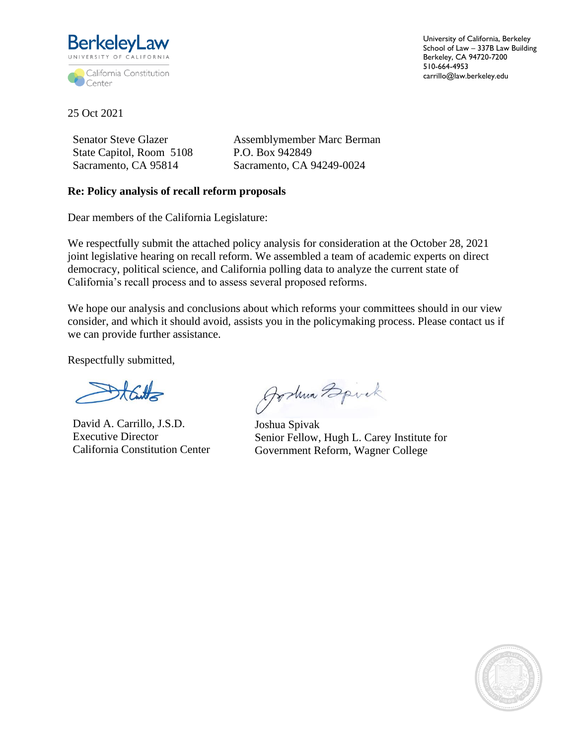BerkeleyLaw
UNIVERSITY OF CALIFORNIA

California Constitution Center

University of California, Berkeley
School of Law – 337B Law Building
Berkeley, CA 94720-7200
510-664-4953
carrillo@law.berkeley.edu

25 Oct 2021

Senator Steve Glazer
State Capitol, Room 5108
Sacramento, CA 95814

Assemblymember Marc Berman
P.O. Box 942849
Sacramento, CA 94249-0024

**Re: Policy analysis of recall reform proposals**

Dear members of the California Legislature:

We respectfully submit the attached policy analysis for consideration at the October 28, 2021 joint legislative hearing on recall reform. We assembled a team of academic experts on direct democracy, political science, and California polling data to analyze the current state of California's recall process and to assess several proposed reforms.

We hope our analysis and conclusions about which reforms your committees should in our view consider, and which it should avoid, assists you in the policymaking process. Please contact us if we can provide further assistance.

Respectfully submitted,

David A. Carrillo, J.S.D.
Executive Director
California Constitution Center

Joshua Spivak
Senior Fellow, Hugh L. Carey Institute for Government Reform, Wagner College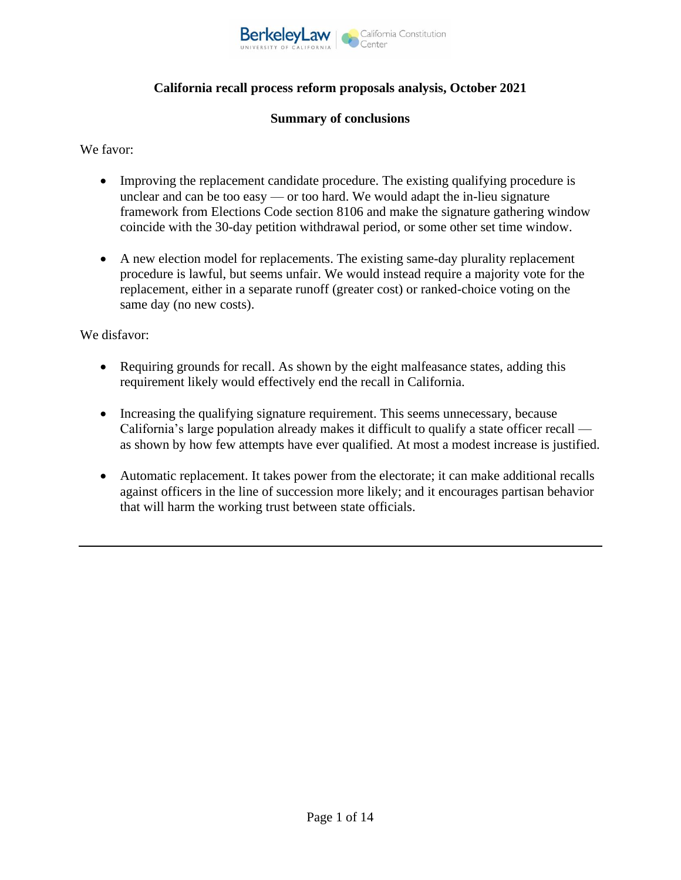**California recall process reform proposals analysis, October 2021**

**Summary of conclusions**

We favor:

- Improving the replacement candidate procedure. The existing qualifying procedure is unclear and can be too easy — or too hard. We would adapt the in-lieu signature framework from Elections Code section 8106 and make the signature gathering window coincide with the 30-day petition withdrawal period, or some other set time window.

- A new election model for replacements. The existing same-day plurality replacement procedure is lawful, but seems unfair. We would instead require a majority vote for the replacement, either in a separate runoff (greater cost) or ranked-choice voting on the same day (no new costs).

We disfavor:

- Requiring grounds for recall. As shown by the eight malfeasance states, adding this requirement likely would effectively end the recall in California.

- Increasing the qualifying signature requirement. This seems unnecessary, because California's large population already makes it difficult to qualify a state officer recall — as shown by how few attempts have ever qualified. At most a modest increase is justified.

- Automatic replacement. It takes power from the electorate; it can make additional recalls against officers in the line of succession more likely; and it encourages partisan behavior that will harm the working trust between state officials.

---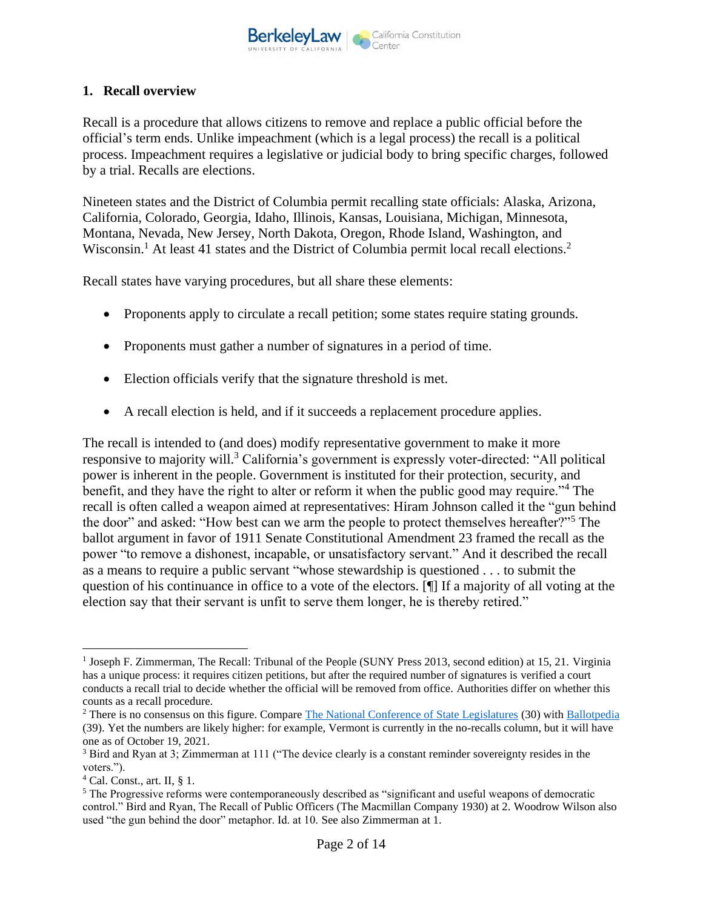## 1. Recall overview

Recall is a procedure that allows citizens to remove and replace a public official before the official's term ends. Unlike impeachment (which is a legal process) the recall is a political process. Impeachment requires a legislative or judicial body to bring specific charges, followed by a trial. Recalls are elections.

Nineteen states and the District of Columbia permit recalling state officials: Alaska, Arizona, California, Colorado, Georgia, Idaho, Illinois, Kansas, Louisiana, Michigan, Minnesota, Montana, Nevada, New Jersey, North Dakota, Oregon, Rhode Island, Washington, and Wisconsin.[1] At least 41 states and the District of Columbia permit local recall elections.[2]

Recall states have varying procedures, but all share these elements:

- Proponents apply to circulate a recall petition; some states require stating grounds.
- Proponents must gather a number of signatures in a period of time.
- Election officials verify that the signature threshold is met.
- A recall election is held, and if it succeeds a replacement procedure applies.

The recall is intended to (and does) modify representative government to make it more responsive to majority will.[3] California's government is expressly voter-directed: "All political power is inherent in the people. Government is instituted for their protection, security, and benefit, and they have the right to alter or reform it when the public good may require."[4] The recall is often called a weapon aimed at representatives: Hiram Johnson called it the "gun behind the door" and asked: "How best can we arm the people to protect themselves hereafter?"[5] The ballot argument in favor of 1911 Senate Constitutional Amendment 23 framed the recall as the power "to remove a dishonest, incapable, or unsatisfactory servant." And it described the recall as a means to require a public servant "whose stewardship is questioned . . . to submit the question of his continuance in office to a vote of the electors. [¶] If a majority of all voting at the election say that their servant is unfit to serve them longer, he is thereby retired."

---

[1] Joseph F. Zimmerman, The Recall: Tribunal of the People (SUNY Press 2013, second edition) at 15, 21. Virginia has a unique process: it requires citizen petitions, but after the required number of signatures is verified a court conducts a recall trial to decide whether the official will be removed from office. Authorities differ on whether this counts as a recall procedure.

[2] There is no consensus on this figure. Compare The National Conference of State Legislatures (30) with Ballotpedia (39). Yet the numbers are likely higher: for example, Vermont is currently in the no-recalls column, but it will have one as of October 19, 2021.

[3] Bird and Ryan at 3; Zimmerman at 111 ("The device clearly is a constant reminder sovereignty resides in the voters.").

[4] Cal. Const., art. II, § 1.

[5] The Progressive reforms were contemporaneously described as "significant and useful weapons of democratic control." Bird and Ryan, The Recall of Public Officers (The Macmillan Company 1930) at 2. Woodrow Wilson also used "the gun behind the door" metaphor. Id. at 10. See also Zimmerman at 1.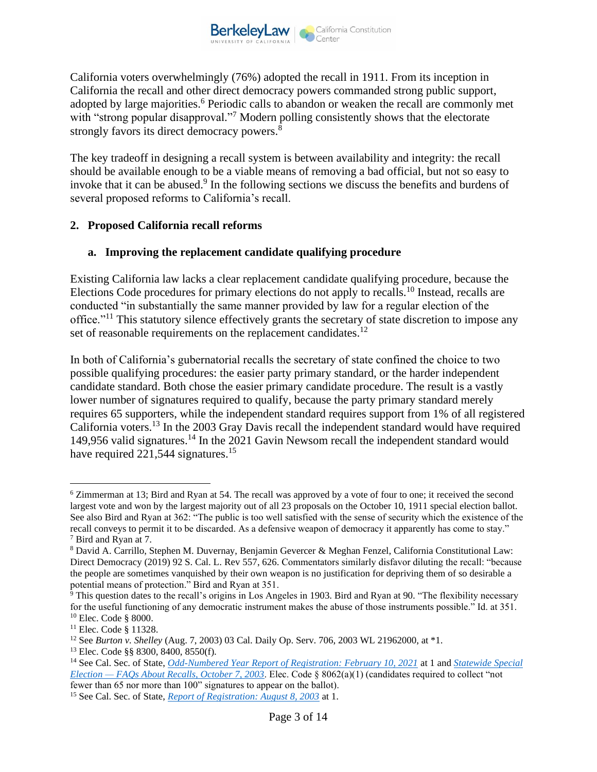California voters overwhelmingly (76%) adopted the recall in 1911. From its inception in California the recall and other direct democracy powers commanded strong public support, adopted by large majorities.[6] Periodic calls to abandon or weaken the recall are commonly met with "strong popular disapproval."[7] Modern polling consistently shows that the electorate strongly favors its direct democracy powers.[8]

The key tradeoff in designing a recall system is between availability and integrity: the recall should be available enough to be a viable means of removing a bad official, but not so easy to invoke that it can be abused.[9] In the following sections we discuss the benefits and burdens of several proposed reforms to California's recall.

## 2. Proposed California recall reforms

### a. Improving the replacement candidate qualifying procedure

Existing California law lacks a clear replacement candidate qualifying procedure, because the Elections Code procedures for primary elections do not apply to recalls.[10] Instead, recalls are conducted "in substantially the same manner provided by law for a regular election of the office."[11] This statutory silence effectively grants the secretary of state discretion to impose any set of reasonable requirements on the replacement candidates.[12]

In both of California's gubernatorial recalls the secretary of state confined the choice to two possible qualifying procedures: the easier party primary standard, or the harder independent candidate standard. Both chose the easier primary candidate procedure. The result is a vastly lower number of signatures required to qualify, because the party primary standard merely requires 65 supporters, while the independent standard requires support from 1% of all registered California voters.[13] In the 2003 Gray Davis recall the independent standard would have required 149,956 valid signatures.[14] In the 2021 Gavin Newsom recall the independent standard would have required 221,544 signatures.[15]

---

[6] Zimmerman at 13; Bird and Ryan at 54. The recall was approved by a vote of four to one; it received the second largest vote and won by the largest majority out of all 23 proposals on the October 10, 1911 special election ballot. See also Bird and Ryan at 362: "The public is too well satisfied with the sense of security which the existence of the recall conveys to permit it to be discarded. As a defensive weapon of democracy it apparently has come to stay."

[7] Bird and Ryan at 7.

[8] David A. Carrillo, Stephen M. Duvernay, Benjamin Gevercer & Meghan Fenzel, California Constitutional Law: Direct Democracy (2019) 92 S. Cal. L. Rev 557, 626. Commentators similarly disfavor diluting the recall: "because the people are sometimes vanquished by their own weapon is no justification for depriving them of so desirable a potential means of protection." Bird and Ryan at 351.

[9] This question dates to the recall's origins in Los Angeles in 1903. Bird and Ryan at 90. "The flexibility necessary for the useful functioning of any democratic instrument makes the abuse of those instruments possible." Id. at 351.

[10] Elec. Code § 8000.

[11] Elec. Code § 11328.

[12] See *Burton v. Shelley* (Aug. 7, 2003) 03 Cal. Daily Op. Serv. 706, 2003 WL 21962000, at *1.

[13] Elec. Code §§ 8300, 8400, 8550(f).

[14] See Cal. Sec. of State, *Odd-Numbered Year Report of Registration: February 10, 2021* at 1 and *Statewide Special Election — FAQs About Recalls, October 7, 2003*. Elec. Code § 8062(a)(1) (candidates required to collect "not fewer than 65 nor more than 100" signatures to appear on the ballot).

[15] See Cal. Sec. of State, *Report of Registration: August 8, 2003* at 1.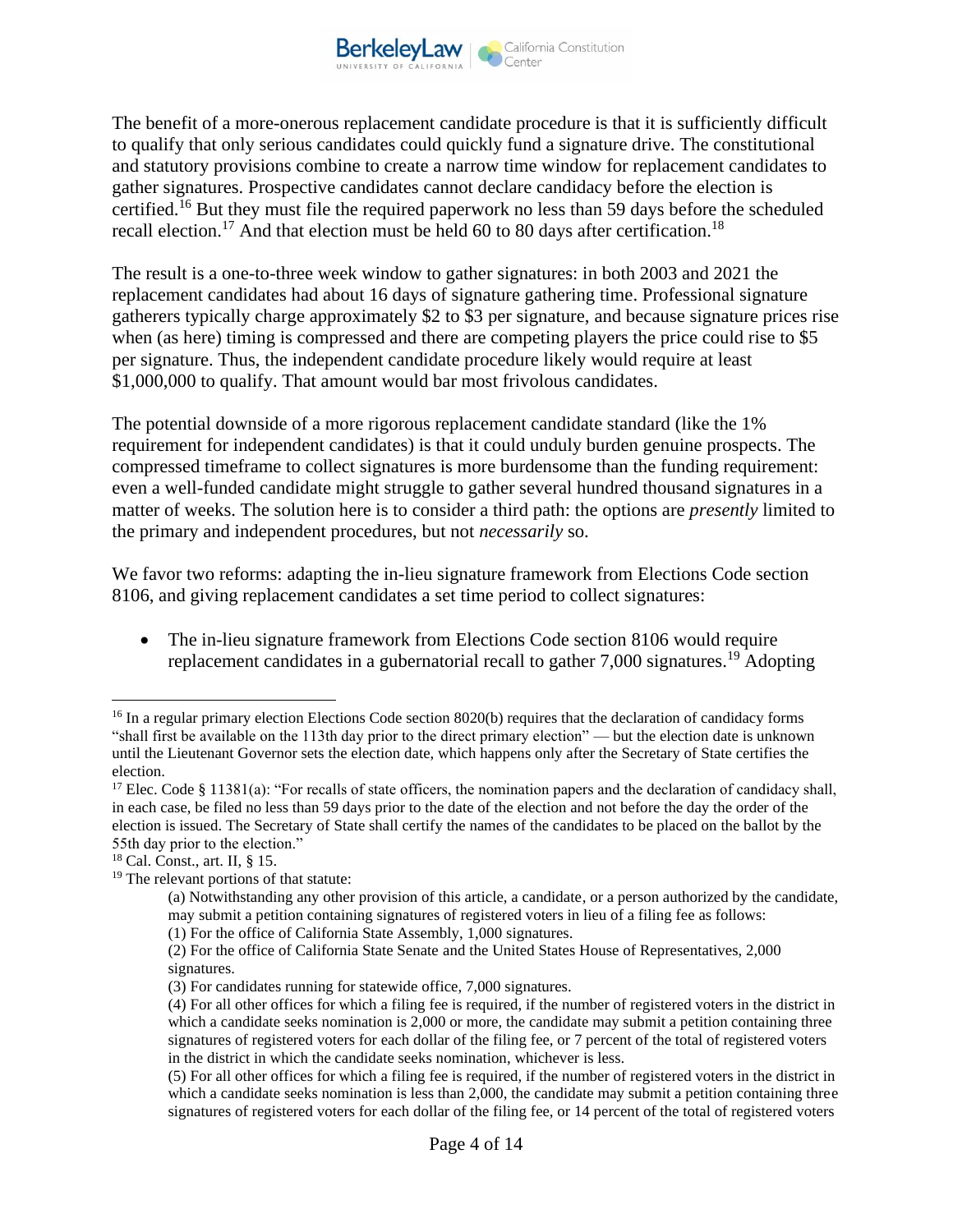The benefit of a more-onerous replacement candidate procedure is that it is sufficiently difficult to qualify that only serious candidates could quickly fund a signature drive. The constitutional and statutory provisions combine to create a narrow time window for replacement candidates to gather signatures. Prospective candidates cannot declare candidacy before the election is certified.[16] But they must file the required paperwork no less than 59 days before the scheduled recall election.[17] And that election must be held 60 to 80 days after certification.[18]

The result is a one-to-three week window to gather signatures: in both 2003 and 2021 the replacement candidates had about 16 days of signature gathering time. Professional signature gatherers typically charge approximately $2 to $3 per signature, and because signature prices rise when (as here) timing is compressed and there are competing players the price could rise to $5 per signature. Thus, the independent candidate procedure likely would require at least $1,000,000 to qualify. That amount would bar most frivolous candidates.

The potential downside of a more rigorous replacement candidate standard (like the 1% requirement for independent candidates) is that it could unduly burden genuine prospects. The compressed timeframe to collect signatures is more burdensome than the funding requirement: even a well-funded candidate might struggle to gather several hundred thousand signatures in a matter of weeks. The solution here is to consider a third path: the options are *presently* limited to the primary and independent procedures, but not *necessarily* so.

We favor two reforms: adapting the in-lieu signature framework from Elections Code section 8106, and giving replacement candidates a set time period to collect signatures:

- The in-lieu signature framework from Elections Code section 8106 would require replacement candidates in a gubernatorial recall to gather 7,000 signatures.[19] Adopting

---

[16] In a regular primary election Elections Code section 8020(b) requires that the declaration of candidacy forms "shall first be available on the 113th day prior to the direct primary election" — but the election date is unknown until the Lieutenant Governor sets the election date, which happens only after the Secretary of State certifies the election.

[17] Elec. Code § 11381(a): "For recalls of state officers, the nomination papers and the declaration of candidacy shall, in each case, be filed no less than 59 days prior to the date of the election and not before the day the order of the election is issued. The Secretary of State shall certify the names of the candidates to be placed on the ballot by the 55th day prior to the election."

[18] Cal. Const., art. II, § 15.

[19] The relevant portions of that statute:

> (a) Notwithstanding any other provision of this article, a candidate, or a person authorized by the candidate, may submit a petition containing signatures of registered voters in lieu of a filing fee as follows:
>
> (1) For the office of California State Assembly, 1,000 signatures.
>
> (2) For the office of California State Senate and the United States House of Representatives, 2,000 signatures.
>
> (3) For candidates running for statewide office, 7,000 signatures.
>
> (4) For all other offices for which a filing fee is required, if the number of registered voters in the district in which a candidate seeks nomination is 2,000 or more, the candidate may submit a petition containing three signatures of registered voters for each dollar of the filing fee, or 7 percent of the total of registered voters in the district in which the candidate seeks nomination, whichever is less.
>
> (5) For all other offices for which a filing fee is required, if the number of registered voters in the district in which a candidate seeks nomination is less than 2,000, the candidate may submit a petition containing three signatures of registered voters for each dollar of the filing fee, or 14 percent of the total of registered voters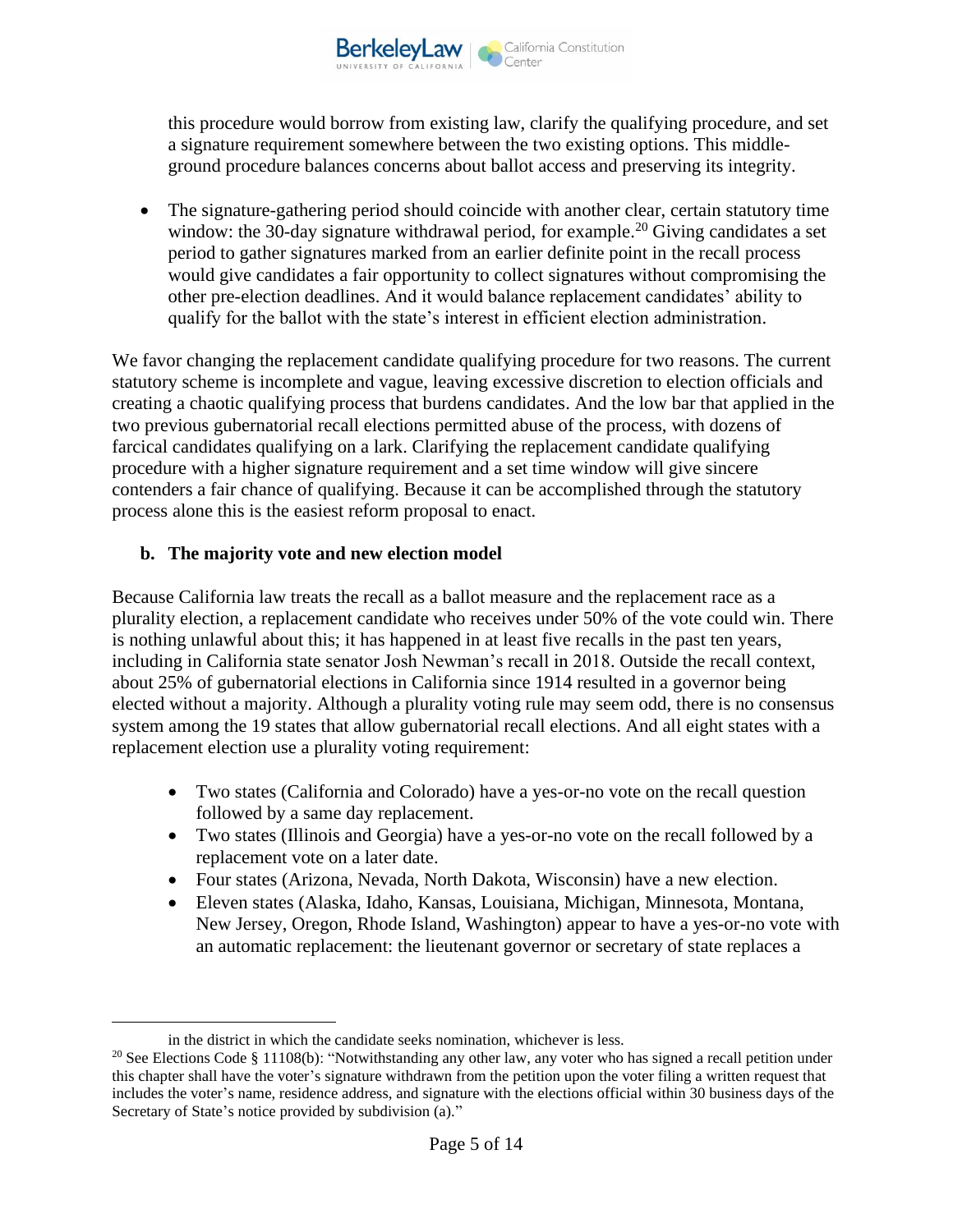this procedure would borrow from existing law, clarify the qualifying procedure, and set a signature requirement somewhere between the two existing options. This middle-ground procedure balances concerns about ballot access and preserving its integrity.

- The signature-gathering period should coincide with another clear, certain statutory time window: the 30-day signature withdrawal period, for example.[20] Giving candidates a set period to gather signatures marked from an earlier definite point in the recall process would give candidates a fair opportunity to collect signatures without compromising the other pre-election deadlines. And it would balance replacement candidates' ability to qualify for the ballot with the state's interest in efficient election administration.

We favor changing the replacement candidate qualifying procedure for two reasons. The current statutory scheme is incomplete and vague, leaving excessive discretion to election officials and creating a chaotic qualifying process that burdens candidates. And the low bar that applied in the two previous gubernatorial recall elections permitted abuse of the process, with dozens of farcical candidates qualifying on a lark. Clarifying the replacement candidate qualifying procedure with a higher signature requirement and a set time window will give sincere contenders a fair chance of qualifying. Because it can be accomplished through the statutory process alone this is the easiest reform proposal to enact.

### b. The majority vote and new election model

Because California law treats the recall as a ballot measure and the replacement race as a plurality election, a replacement candidate who receives under 50% of the vote could win. There is nothing unlawful about this; it has happened in at least five recalls in the past ten years, including in California state senator Josh Newman's recall in 2018. Outside the recall context, about 25% of gubernatorial elections in California since 1914 resulted in a governor being elected without a majority. Although a plurality voting rule may seem odd, there is no consensus system among the 19 states that allow gubernatorial recall elections. And all eight states with a replacement election use a plurality voting requirement:

- Two states (California and Colorado) have a yes-or-no vote on the recall question followed by a same day replacement.
- Two states (Illinois and Georgia) have a yes-or-no vote on the recall followed by a replacement vote on a later date.
- Four states (Arizona, Nevada, North Dakota, Wisconsin) have a new election.
- Eleven states (Alaska, Idaho, Kansas, Louisiana, Michigan, Minnesota, Montana, New Jersey, Oregon, Rhode Island, Washington) appear to have a yes-or-no vote with an automatic replacement: the lieutenant governor or secretary of state replaces a

---

in the district in which the candidate seeks nomination, whichever is less.

[20] See Elections Code § 11108(b): "Notwithstanding any other law, any voter who has signed a recall petition under this chapter shall have the voter's signature withdrawn from the petition upon the voter filing a written request that includes the voter's name, residence address, and signature with the elections official within 30 business days of the Secretary of State's notice provided by subdivision (a)."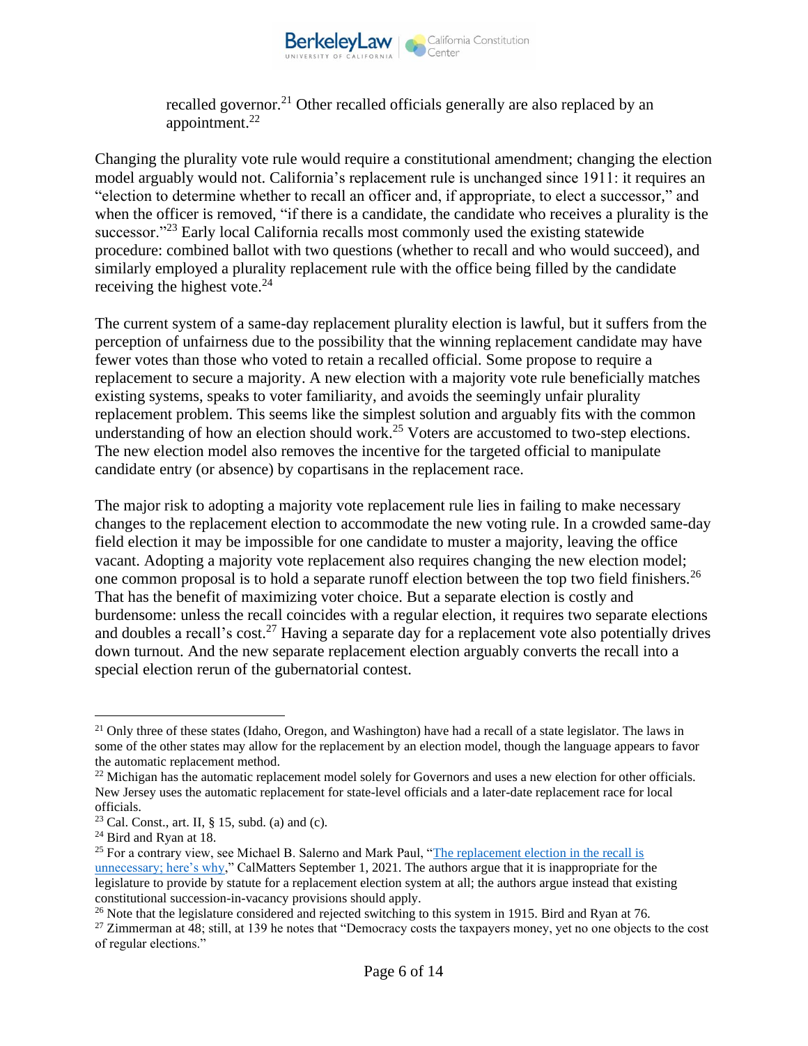recalled governor.[21] Other recalled officials generally are also replaced by an appointment.[22]

Changing the plurality vote rule would require a constitutional amendment; changing the election model arguably would not. California's replacement rule is unchanged since 1911: it requires an "election to determine whether to recall an officer and, if appropriate, to elect a successor," and when the officer is removed, "if there is a candidate, the candidate who receives a plurality is the successor."[23] Early local California recalls most commonly used the existing statewide procedure: combined ballot with two questions (whether to recall and who would succeed), and similarly employed a plurality replacement rule with the office being filled by the candidate receiving the highest vote.[24]

The current system of a same-day replacement plurality election is lawful, but it suffers from the perception of unfairness due to the possibility that the winning replacement candidate may have fewer votes than those who voted to retain a recalled official. Some propose to require a replacement to secure a majority. A new election with a majority vote rule beneficially matches existing systems, speaks to voter familiarity, and avoids the seemingly unfair plurality replacement problem. This seems like the simplest solution and arguably fits with the common understanding of how an election should work.[25] Voters are accustomed to two-step elections. The new election model also removes the incentive for the targeted official to manipulate candidate entry (or absence) by copartisans in the replacement race.

The major risk to adopting a majority vote replacement rule lies in failing to make necessary changes to the replacement election to accommodate the new voting rule. In a crowded same-day field election it may be impossible for one candidate to muster a majority, leaving the office vacant. Adopting a majority vote replacement also requires changing the new election model; one common proposal is to hold a separate runoff election between the top two field finishers.[26] That has the benefit of maximizing voter choice. But a separate election is costly and burdensome: unless the recall coincides with a regular election, it requires two separate elections and doubles a recall's cost.[27] Having a separate day for a replacement vote also potentially drives down turnout. And the new separate replacement election arguably converts the recall into a special election rerun of the gubernatorial contest.

---

[21] Only three of these states (Idaho, Oregon, and Washington) have had a recall of a state legislator. The laws in some of the other states may allow for the replacement by an election model, though the language appears to favor the automatic replacement method.

[22] Michigan has the automatic replacement model solely for Governors and uses a new election for other officials. New Jersey uses the automatic replacement for state-level officials and a later-date replacement race for local officials.

[23] Cal. Const., art. II, § 15, subd. (a) and (c).

[24] Bird and Ryan at 18.

[25] For a contrary view, see Michael B. Salerno and Mark Paul, "[The replacement election in the recall is unnecessary; here's why](#)," CalMatters September 1, 2021. The authors argue that it is inappropriate for the legislature to provide by statute for a replacement election system at all; the authors argue instead that existing constitutional succession-in-vacancy provisions should apply.

[26] Note that the legislature considered and rejected switching to this system in 1915. Bird and Ryan at 76.

[27] Zimmerman at 48; still, at 139 he notes that "Democracy costs the taxpayers money, yet no one objects to the cost of regular elections."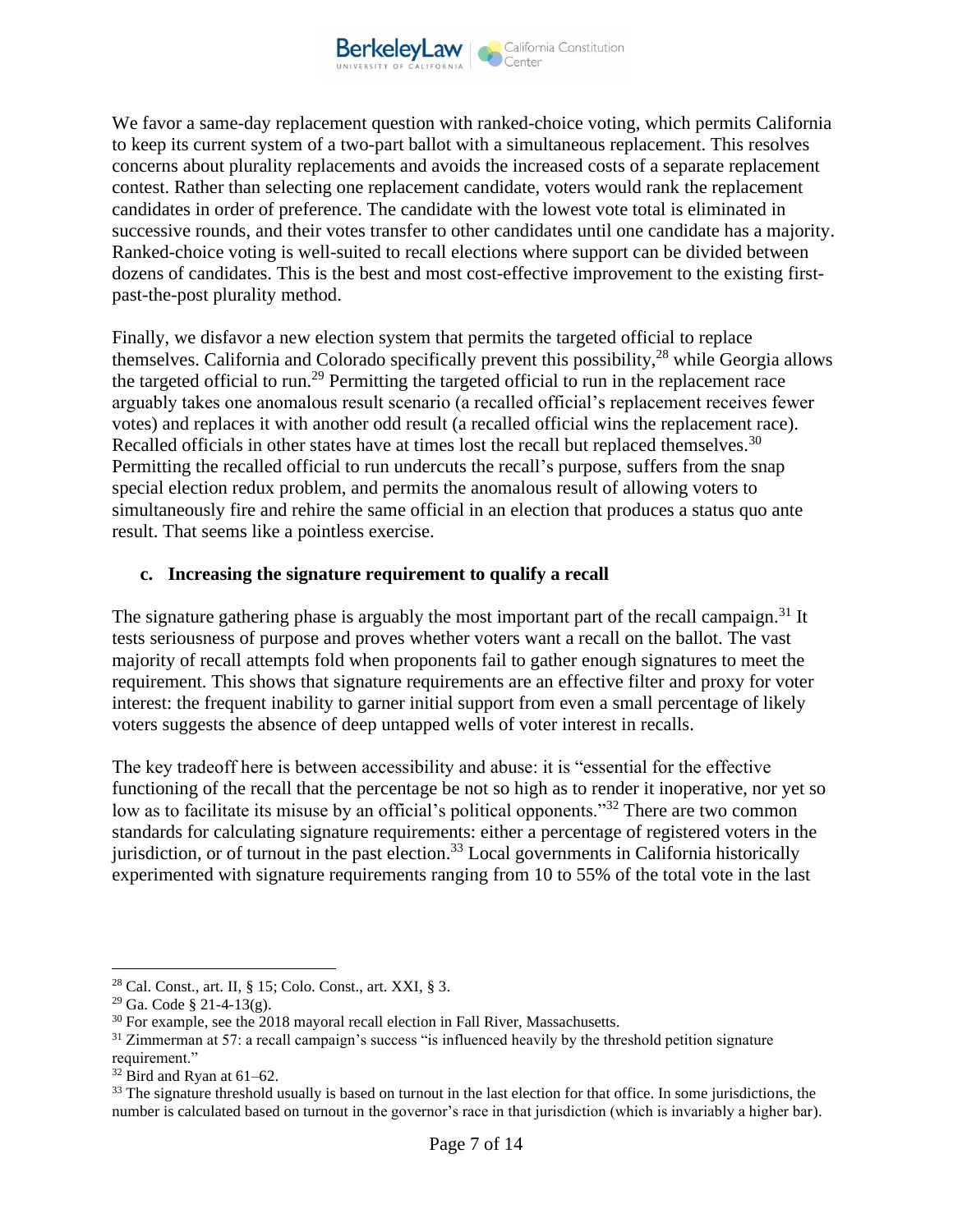We favor a same-day replacement question with ranked-choice voting, which permits California to keep its current system of a two-part ballot with a simultaneous replacement. This resolves concerns about plurality replacements and avoids the increased costs of a separate replacement contest. Rather than selecting one replacement candidate, voters would rank the replacement candidates in order of preference. The candidate with the lowest vote total is eliminated in successive rounds, and their votes transfer to other candidates until one candidate has a majority. Ranked-choice voting is well-suited to recall elections where support can be divided between dozens of candidates. This is the best and most cost-effective improvement to the existing first-past-the-post plurality method.

Finally, we disfavor a new election system that permits the targeted official to replace themselves. California and Colorado specifically prevent this possibility,[28] while Georgia allows the targeted official to run.[29] Permitting the targeted official to run in the replacement race arguably takes one anomalous result scenario (a recalled official's replacement receives fewer votes) and replaces it with another odd result (a recalled official wins the replacement race). Recalled officials in other states have at times lost the recall but replaced themselves.[30] Permitting the recalled official to run undercuts the recall's purpose, suffers from the snap special election redux problem, and permits the anomalous result of allowing voters to simultaneously fire and rehire the same official in an election that produces a status quo ante result. That seems like a pointless exercise.

### c. Increasing the signature requirement to qualify a recall

The signature gathering phase is arguably the most important part of the recall campaign.[31] It tests seriousness of purpose and proves whether voters want a recall on the ballot. The vast majority of recall attempts fold when proponents fail to gather enough signatures to meet the requirement. This shows that signature requirements are an effective filter and proxy for voter interest: the frequent inability to garner initial support from even a small percentage of likely voters suggests the absence of deep untapped wells of voter interest in recalls.

The key tradeoff here is between accessibility and abuse: it is "essential for the effective functioning of the recall that the percentage be not so high as to render it inoperative, nor yet so low as to facilitate its misuse by an official's political opponents."[32] There are two common standards for calculating signature requirements: either a percentage of registered voters in the jurisdiction, or of turnout in the past election.[33] Local governments in California historically experimented with signature requirements ranging from 10 to 55% of the total vote in the last

---

[28] Cal. Const., art. II, § 15; Colo. Const., art. XXI, § 3.

[29] Ga. Code § 21-4-13(g).

[30] For example, see the 2018 mayoral recall election in Fall River, Massachusetts.

[31] Zimmerman at 57: a recall campaign's success "is influenced heavily by the threshold petition signature requirement."

[32] Bird and Ryan at 61–62.

[33] The signature threshold usually is based on turnout in the last election for that office. In some jurisdictions, the number is calculated based on turnout in the governor's race in that jurisdiction (which is invariably a higher bar).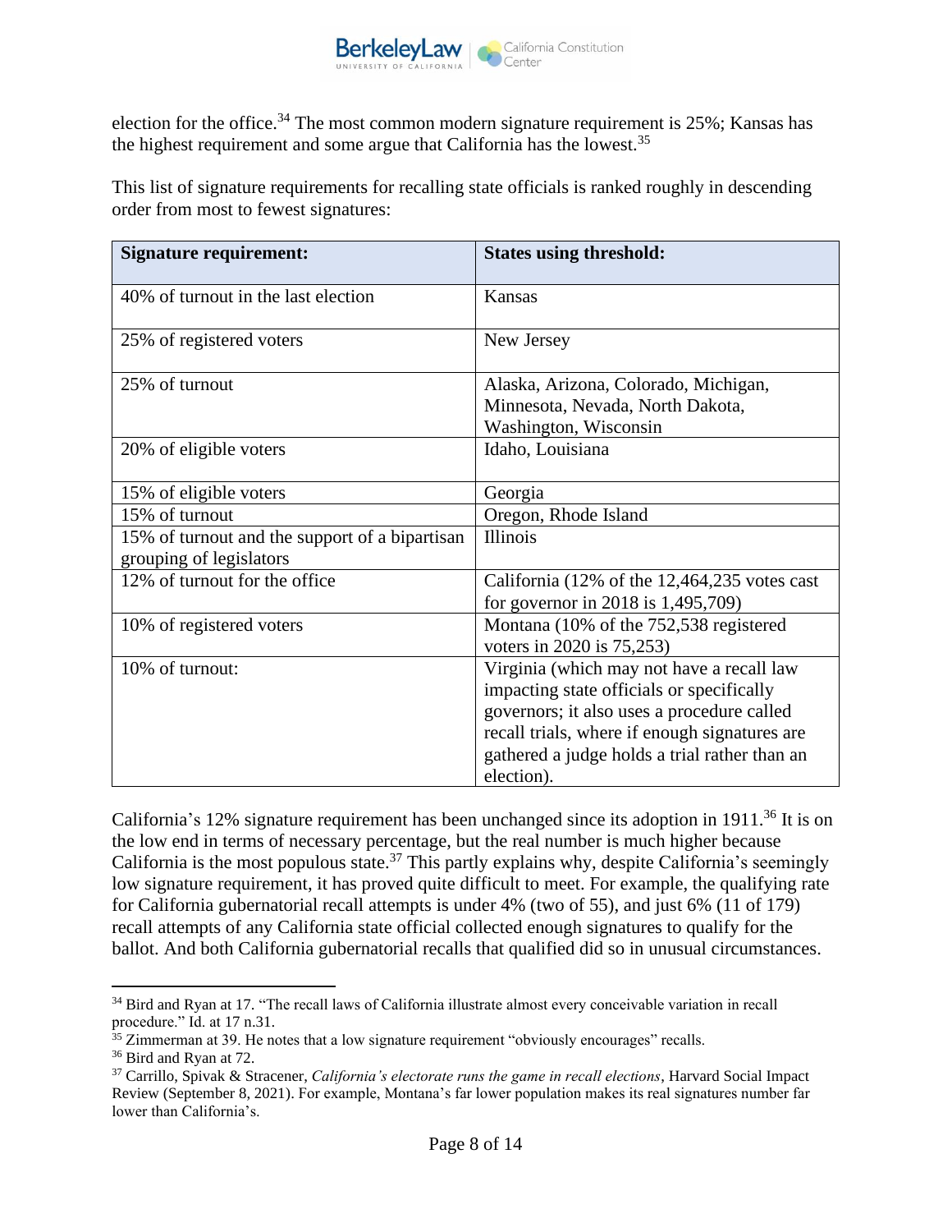election for the office.[34] The most common modern signature requirement is 25%; Kansas has the highest requirement and some argue that California has the lowest.[35]

This list of signature requirements for recalling state officials is ranked roughly in descending order from most to fewest signatures:

| Signature requirement: | States using threshold: |
|---|---|
| 40% of turnout in the last election | Kansas |
| 25% of registered voters | New Jersey |
| 25% of turnout | Alaska, Arizona, Colorado, Michigan, Minnesota, Nevada, North Dakota, Washington, Wisconsin |
| 20% of eligible voters | Idaho, Louisiana |
| 15% of eligible voters | Georgia |
| 15% of turnout | Oregon, Rhode Island |
| 15% of turnout and the support of a bipartisan grouping of legislators | Illinois |
| 12% of turnout for the office | California (12% of the 12,464,235 votes cast for governor in 2018 is 1,495,709) |
| 10% of registered voters | Montana (10% of the 752,538 registered voters in 2020 is 75,253) |
| 10% of turnout: | Virginia (which may not have a recall law impacting state officials or specifically governors; it also uses a procedure called recall trials, where if enough signatures are gathered a judge holds a trial rather than an election). |

California's 12% signature requirement has been unchanged since its adoption in 1911.[36] It is on the low end in terms of necessary percentage, but the real number is much higher because California is the most populous state.[37] This partly explains why, despite California's seemingly low signature requirement, it has proved quite difficult to meet. For example, the qualifying rate for California gubernatorial recall attempts is under 4% (two of 55), and just 6% (11 of 179) recall attempts of any California state official collected enough signatures to qualify for the ballot. And both California gubernatorial recalls that qualified did so in unusual circumstances.

---

[34] Bird and Ryan at 17. "The recall laws of California illustrate almost every conceivable variation in recall procedure." Id. at 17 n.31.

[35] Zimmerman at 39. He notes that a low signature requirement "obviously encourages" recalls.

[36] Bird and Ryan at 72.

[37] Carrillo, Spivak & Stracener, *California's electorate runs the game in recall elections*, Harvard Social Impact Review (September 8, 2021). For example, Montana's far lower population makes its real signatures number far lower than California's.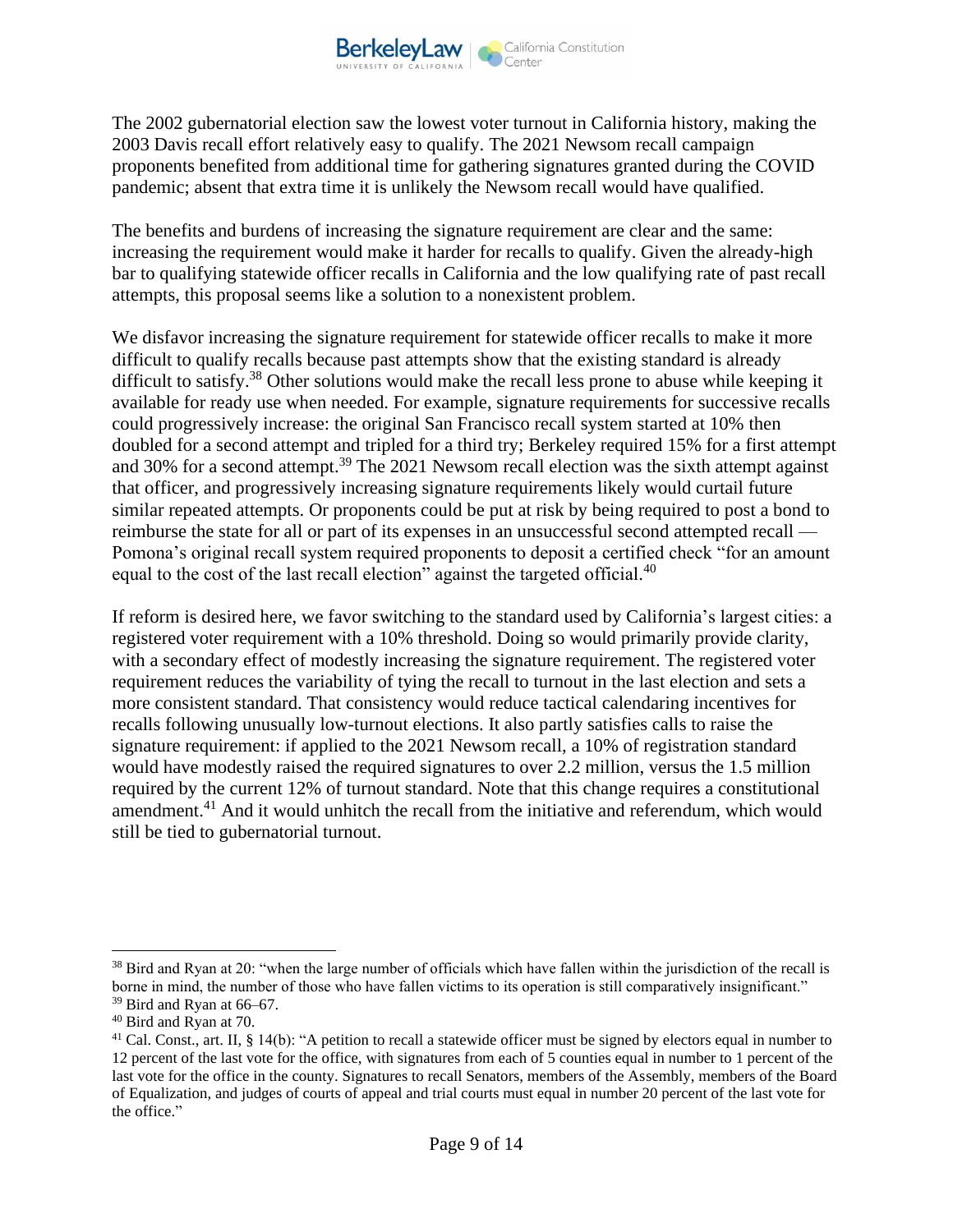The 2002 gubernatorial election saw the lowest voter turnout in California history, making the 2003 Davis recall effort relatively easy to qualify. The 2021 Newsom recall campaign proponents benefited from additional time for gathering signatures granted during the COVID pandemic; absent that extra time it is unlikely the Newsom recall would have qualified.

The benefits and burdens of increasing the signature requirement are clear and the same: increasing the requirement would make it harder for recalls to qualify. Given the already-high bar to qualifying statewide officer recalls in California and the low qualifying rate of past recall attempts, this proposal seems like a solution to a nonexistent problem.

We disfavor increasing the signature requirement for statewide officer recalls to make it more difficult to qualify recalls because past attempts show that the existing standard is already difficult to satisfy.[38] Other solutions would make the recall less prone to abuse while keeping it available for ready use when needed. For example, signature requirements for successive recalls could progressively increase: the original San Francisco recall system started at 10% then doubled for a second attempt and tripled for a third try; Berkeley required 15% for a first attempt and 30% for a second attempt.[39] The 2021 Newsom recall election was the sixth attempt against that officer, and progressively increasing signature requirements likely would curtail future similar repeated attempts. Or proponents could be put at risk by being required to post a bond to reimburse the state for all or part of its expenses in an unsuccessful second attempted recall — Pomona's original recall system required proponents to deposit a certified check "for an amount equal to the cost of the last recall election" against the targeted official.[40]

If reform is desired here, we favor switching to the standard used by California's largest cities: a registered voter requirement with a 10% threshold. Doing so would primarily provide clarity, with a secondary effect of modestly increasing the signature requirement. The registered voter requirement reduces the variability of tying the recall to turnout in the last election and sets a more consistent standard. That consistency would reduce tactical calendaring incentives for recalls following unusually low-turnout elections. It also partly satisfies calls to raise the signature requirement: if applied to the 2021 Newsom recall, a 10% of registration standard would have modestly raised the required signatures to over 2.2 million, versus the 1.5 million required by the current 12% of turnout standard. Note that this change requires a constitutional amendment.[41] And it would unhitch the recall from the initiative and referendum, which would still be tied to gubernatorial turnout.

---

[38] Bird and Ryan at 20: "when the large number of officials which have fallen within the jurisdiction of the recall is borne in mind, the number of those who have fallen victims to its operation is still comparatively insignificant."

[39] Bird and Ryan at 66–67.

[40] Bird and Ryan at 70.

[41] Cal. Const., art. II, § 14(b): "A petition to recall a statewide officer must be signed by electors equal in number to 12 percent of the last vote for the office, with signatures from each of 5 counties equal in number to 1 percent of the last vote for the office in the county. Signatures to recall Senators, members of the Assembly, members of the Board of Equalization, and judges of courts of appeal and trial courts must equal in number 20 percent of the last vote for the office."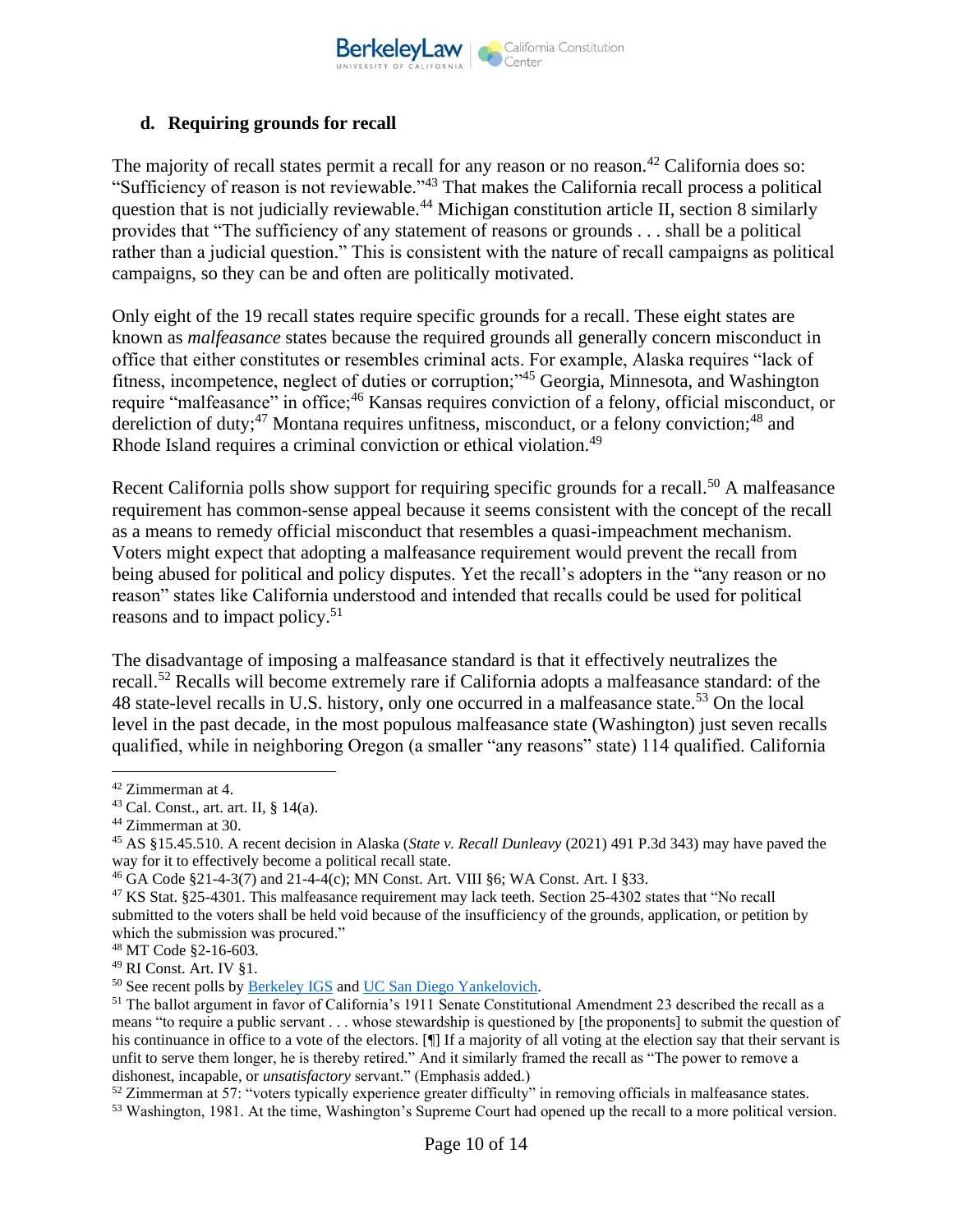### d. Requiring grounds for recall

The majority of recall states permit a recall for any reason or no reason.[42] California does so: "Sufficiency of reason is not reviewable."[43] That makes the California recall process a political question that is not judicially reviewable.[44] Michigan constitution article II, section 8 similarly provides that "The sufficiency of any statement of reasons or grounds . . . shall be a political rather than a judicial question." This is consistent with the nature of recall campaigns as political campaigns, so they can be and often are politically motivated.

Only eight of the 19 recall states require specific grounds for a recall. These eight states are known as *malfeasance* states because the required grounds all generally concern misconduct in office that either constitutes or resembles criminal acts. For example, Alaska requires "lack of fitness, incompetence, neglect of duties or corruption;"[45] Georgia, Minnesota, and Washington require "malfeasance" in office;[46] Kansas requires conviction of a felony, official misconduct, or dereliction of duty;[47] Montana requires unfitness, misconduct, or a felony conviction;[48] and Rhode Island requires a criminal conviction or ethical violation.[49]

Recent California polls show support for requiring specific grounds for a recall.[50] A malfeasance requirement has common-sense appeal because it seems consistent with the concept of the recall as a means to remedy official misconduct that resembles a quasi-impeachment mechanism. Voters might expect that adopting a malfeasance requirement would prevent the recall from being abused for political and policy disputes. Yet the recall's adopters in the "any reason or no reason" states like California understood and intended that recalls could be used for political reasons and to impact policy.[51]

The disadvantage of imposing a malfeasance standard is that it effectively neutralizes the recall.[52] Recalls will become extremely rare if California adopts a malfeasance standard: of the 48 state-level recalls in U.S. history, only one occurred in a malfeasance state.[53] On the local level in the past decade, in the most populous malfeasance state (Washington) just seven recalls qualified, while in neighboring Oregon (a smaller "any reasons" state) 114 qualified. California

---

[42] Zimmerman at 4.

[43] Cal. Const., art. art. II, § 14(a).

[44] Zimmerman at 30.

[45] AS §15.45.510. A recent decision in Alaska (*State v. Recall Dunleavy* (2021) 491 P.3d 343) may have paved the way for it to effectively become a political recall state.

[46] GA Code §21-4-3(7) and 21-4-4(c); MN Const. Art. VIII §6; WA Const. Art. I §33.

[47] KS Stat. §25-4301. This malfeasance requirement may lack teeth. Section 25-4302 states that "No recall submitted to the voters shall be held void because of the insufficiency of the grounds, application, or petition by which the submission was procured."

[48] MT Code §2-16-603.

[49] RI Const. Art. IV §1.

[50] See recent polls by Berkeley IGS and UC San Diego Yankelovich.

[51] The ballot argument in favor of California's 1911 Senate Constitutional Amendment 23 described the recall as a means "to require a public servant . . . whose stewardship is questioned by [the proponents] to submit the question of his continuance in office to a vote of the electors. [¶] If a majority of all voting at the election say that their servant is unfit to serve them longer, he is thereby retired." And it similarly framed the recall as "The power to remove a dishonest, incapable, or *unsatisfactory* servant." (Emphasis added.)

[52] Zimmerman at 57: "voters typically experience greater difficulty" in removing officials in malfeasance states.

[53] Washington, 1981. At the time, Washington's Supreme Court had opened up the recall to a more political version.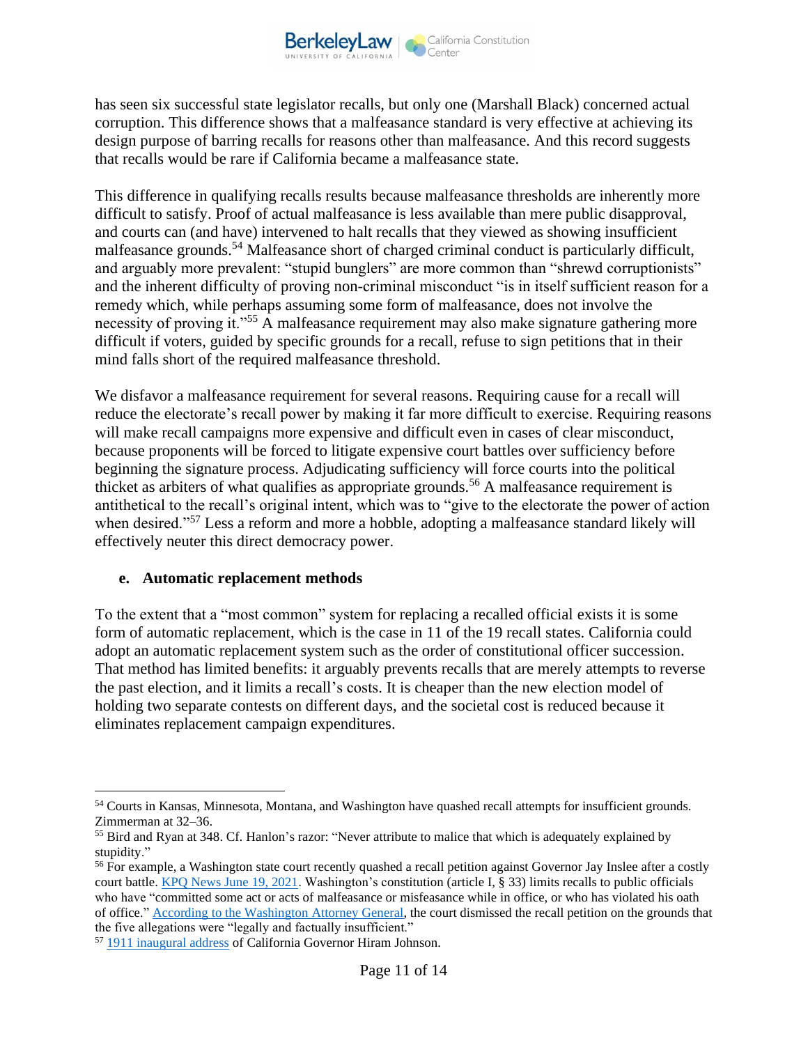has seen six successful state legislator recalls, but only one (Marshall Black) concerned actual corruption. This difference shows that a malfeasance standard is very effective at achieving its design purpose of barring recalls for reasons other than malfeasance. And this record suggests that recalls would be rare if California became a malfeasance state.

This difference in qualifying recalls results because malfeasance thresholds are inherently more difficult to satisfy. Proof of actual malfeasance is less available than mere public disapproval, and courts can (and have) intervened to halt recalls that they viewed as showing insufficient malfeasance grounds.[54] Malfeasance short of charged criminal conduct is particularly difficult, and arguably more prevalent: "stupid bunglers" are more common than "shrewd corruptionists" and the inherent difficulty of proving non-criminal misconduct "is in itself sufficient reason for a remedy which, while perhaps assuming some form of malfeasance, does not involve the necessity of proving it."[55] A malfeasance requirement may also make signature gathering more difficult if voters, guided by specific grounds for a recall, refuse to sign petitions that in their mind falls short of the required malfeasance threshold.

We disfavor a malfeasance requirement for several reasons. Requiring cause for a recall will reduce the electorate's recall power by making it far more difficult to exercise. Requiring reasons will make recall campaigns more expensive and difficult even in cases of clear misconduct, because proponents will be forced to litigate expensive court battles over sufficiency before beginning the signature process. Adjudicating sufficiency will force courts into the political thicket as arbiters of what qualifies as appropriate grounds.[56] A malfeasance requirement is antithetical to the recall's original intent, which was to "give to the electorate the power of action when desired."[57] Less a reform and more a hobble, adopting a malfeasance standard likely will effectively neuter this direct democracy power.

#### e. Automatic replacement methods

To the extent that a "most common" system for replacing a recalled official exists it is some form of automatic replacement, which is the case in 11 of the 19 recall states. California could adopt an automatic replacement system such as the order of constitutional officer succession. That method has limited benefits: it arguably prevents recalls that are merely attempts to reverse the past election, and it limits a recall's costs. It is cheaper than the new election model of holding two separate contests on different days, and the societal cost is reduced because it eliminates replacement campaign expenditures.

---

[54] Courts in Kansas, Minnesota, Montana, and Washington have quashed recall attempts for insufficient grounds. Zimmerman at 32–36.

[55] Bird and Ryan at 348. Cf. Hanlon's razor: "Never attribute to malice that which is adequately explained by stupidity."

[56] For example, a Washington state court recently quashed a recall petition against Governor Jay Inslee after a costly court battle. KPQ News June 19, 2021. Washington's constitution (article I, § 33) limits recalls to public officials who have "committed some act or acts of malfeasance or misfeasance while in office, or who has violated his oath of office." According to the Washington Attorney General, the court dismissed the recall petition on the grounds that the five allegations were "legally and factually insufficient."

[57] 1911 inaugural address of California Governor Hiram Johnson.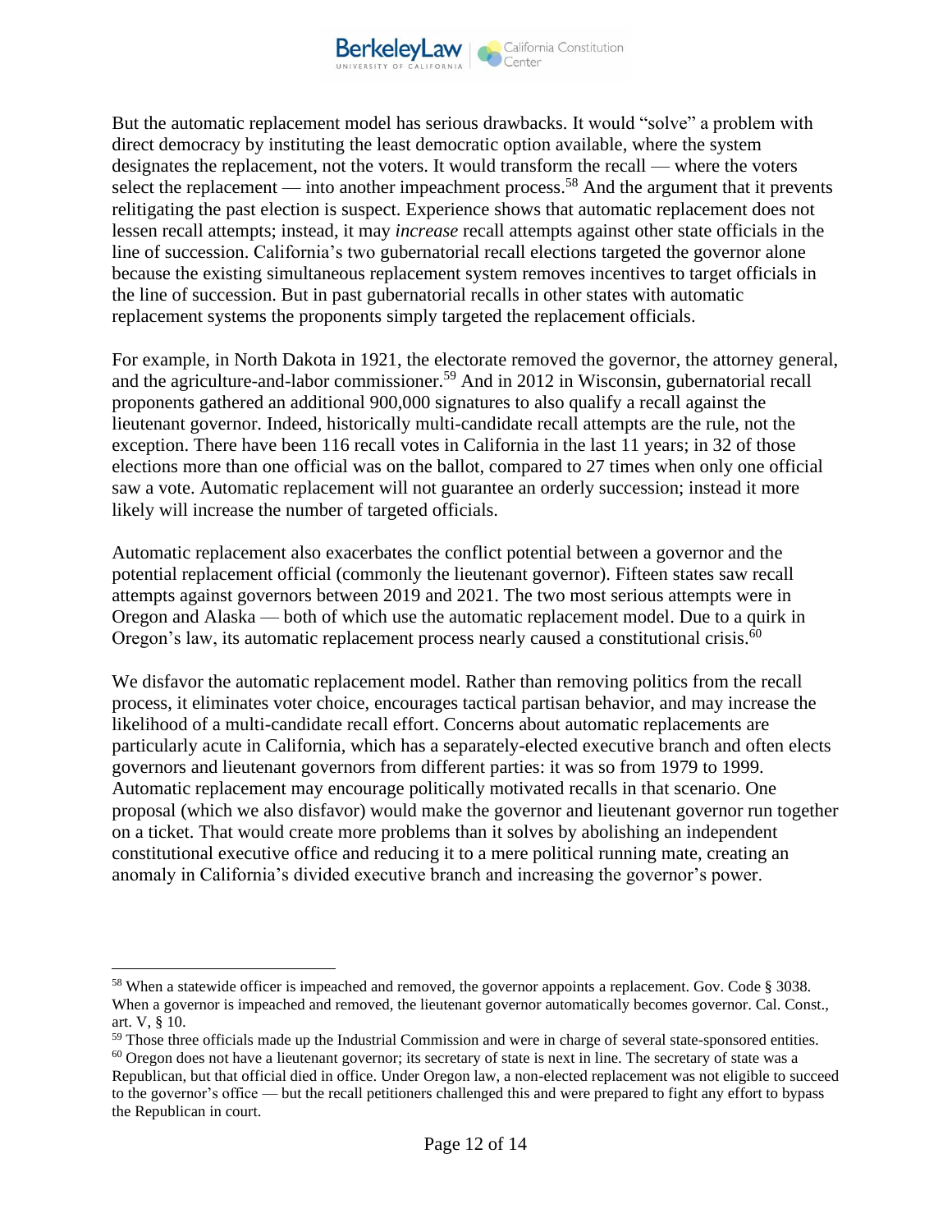But the automatic replacement model has serious drawbacks. It would "solve" a problem with direct democracy by instituting the least democratic option available, where the system designates the replacement, not the voters. It would transform the recall — where the voters select the replacement — into another impeachment process.[58] And the argument that it prevents relitigating the past election is suspect. Experience shows that automatic replacement does not lessen recall attempts; instead, it may *increase* recall attempts against other state officials in the line of succession. California's two gubernatorial recall elections targeted the governor alone because the existing simultaneous replacement system removes incentives to target officials in the line of succession. But in past gubernatorial recalls in other states with automatic replacement systems the proponents simply targeted the replacement officials.

For example, in North Dakota in 1921, the electorate removed the governor, the attorney general, and the agriculture-and-labor commissioner.[59] And in 2012 in Wisconsin, gubernatorial recall proponents gathered an additional 900,000 signatures to also qualify a recall against the lieutenant governor. Indeed, historically multi-candidate recall attempts are the rule, not the exception. There have been 116 recall votes in California in the last 11 years; in 32 of those elections more than one official was on the ballot, compared to 27 times when only one official saw a vote. Automatic replacement will not guarantee an orderly succession; instead it more likely will increase the number of targeted officials.

Automatic replacement also exacerbates the conflict potential between a governor and the potential replacement official (commonly the lieutenant governor). Fifteen states saw recall attempts against governors between 2019 and 2021. The two most serious attempts were in Oregon and Alaska — both of which use the automatic replacement model. Due to a quirk in Oregon's law, its automatic replacement process nearly caused a constitutional crisis.[60]

We disfavor the automatic replacement model. Rather than removing politics from the recall process, it eliminates voter choice, encourages tactical partisan behavior, and may increase the likelihood of a multi-candidate recall effort. Concerns about automatic replacements are particularly acute in California, which has a separately-elected executive branch and often elects governors and lieutenant governors from different parties: it was so from 1979 to 1999. Automatic replacement may encourage politically motivated recalls in that scenario. One proposal (which we also disfavor) would make the governor and lieutenant governor run together on a ticket. That would create more problems than it solves by abolishing an independent constitutional executive office and reducing it to a mere political running mate, creating an anomaly in California's divided executive branch and increasing the governor's power.

---

[58] When a statewide officer is impeached and removed, the governor appoints a replacement. Gov. Code § 3038. When a governor is impeached and removed, the lieutenant governor automatically becomes governor. Cal. Const., art. V, § 10.

[59] Those three officials made up the Industrial Commission and were in charge of several state-sponsored entities.

[60] Oregon does not have a lieutenant governor; its secretary of state is next in line. The secretary of state was a Republican, but that official died in office. Under Oregon law, a non-elected replacement was not eligible to succeed to the governor's office — but the recall petitioners challenged this and were prepared to fight any effort to bypass the Republican in court.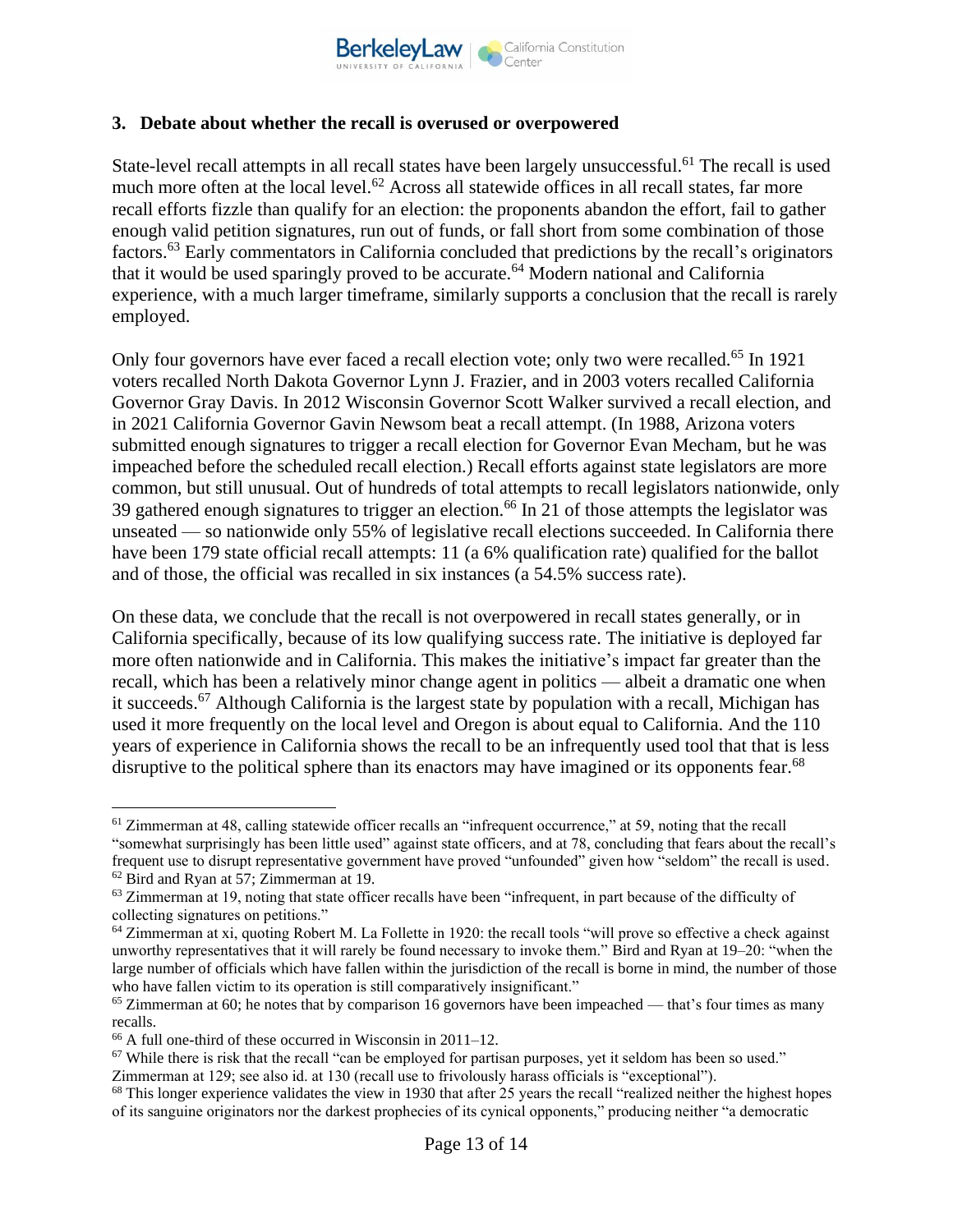### 3. Debate about whether the recall is overused or overpowered

State-level recall attempts in all recall states have been largely unsuccessful.[61] The recall is used much more often at the local level.[62] Across all statewide offices in all recall states, far more recall efforts fizzle than qualify for an election: the proponents abandon the effort, fail to gather enough valid petition signatures, run out of funds, or fall short from some combination of those factors.[63] Early commentators in California concluded that predictions by the recall's originators that it would be used sparingly proved to be accurate.[64] Modern national and California experience, with a much larger timeframe, similarly supports a conclusion that the recall is rarely employed.

Only four governors have ever faced a recall election vote; only two were recalled.[65] In 1921 voters recalled North Dakota Governor Lynn J. Frazier, and in 2003 voters recalled California Governor Gray Davis. In 2012 Wisconsin Governor Scott Walker survived a recall election, and in 2021 California Governor Gavin Newsom beat a recall attempt. (In 1988, Arizona voters submitted enough signatures to trigger a recall election for Governor Evan Mecham, but he was impeached before the scheduled recall election.) Recall efforts against state legislators are more common, but still unusual. Out of hundreds of total attempts to recall legislators nationwide, only 39 gathered enough signatures to trigger an election.[66] In 21 of those attempts the legislator was unseated — so nationwide only 55% of legislative recall elections succeeded. In California there have been 179 state official recall attempts: 11 (a 6% qualification rate) qualified for the ballot and of those, the official was recalled in six instances (a 54.5% success rate).

On these data, we conclude that the recall is not overpowered in recall states generally, or in California specifically, because of its low qualifying success rate. The initiative is deployed far more often nationwide and in California. This makes the initiative's impact far greater than the recall, which has been a relatively minor change agent in politics — albeit a dramatic one when it succeeds.[67] Although California is the largest state by population with a recall, Michigan has used it more frequently on the local level and Oregon is about equal to California. And the 110 years of experience in California shows the recall to be an infrequently used tool that that is less disruptive to the political sphere than its enactors may have imagined or its opponents fear.[68]

---

[61] Zimmerman at 48, calling statewide officer recalls an "infrequent occurrence," at 59, noting that the recall "somewhat surprisingly has been little used" against state officers, and at 78, concluding that fears about the recall's frequent use to disrupt representative government have proved "unfounded" given how "seldom" the recall is used.

[62] Bird and Ryan at 57; Zimmerman at 19.

[63] Zimmerman at 19, noting that state officer recalls have been "infrequent, in part because of the difficulty of collecting signatures on petitions."

[64] Zimmerman at xi, quoting Robert M. La Follette in 1920: the recall tools "will prove so effective a check against unworthy representatives that it will rarely be found necessary to invoke them." Bird and Ryan at 19–20: "when the large number of officials which have fallen within the jurisdiction of the recall is borne in mind, the number of those who have fallen victim to its operation is still comparatively insignificant."

[65] Zimmerman at 60; he notes that by comparison 16 governors have been impeached — that's four times as many recalls.

[66] A full one-third of these occurred in Wisconsin in 2011–12.

[67] While there is risk that the recall "can be employed for partisan purposes, yet it seldom has been so used." Zimmerman at 129; see also id. at 130 (recall use to frivolously harass officials is "exceptional").

[68] This longer experience validates the view in 1930 that after 25 years the recall "realized neither the highest hopes of its sanguine originators nor the darkest prophecies of its cynical opponents," producing neither "a democratic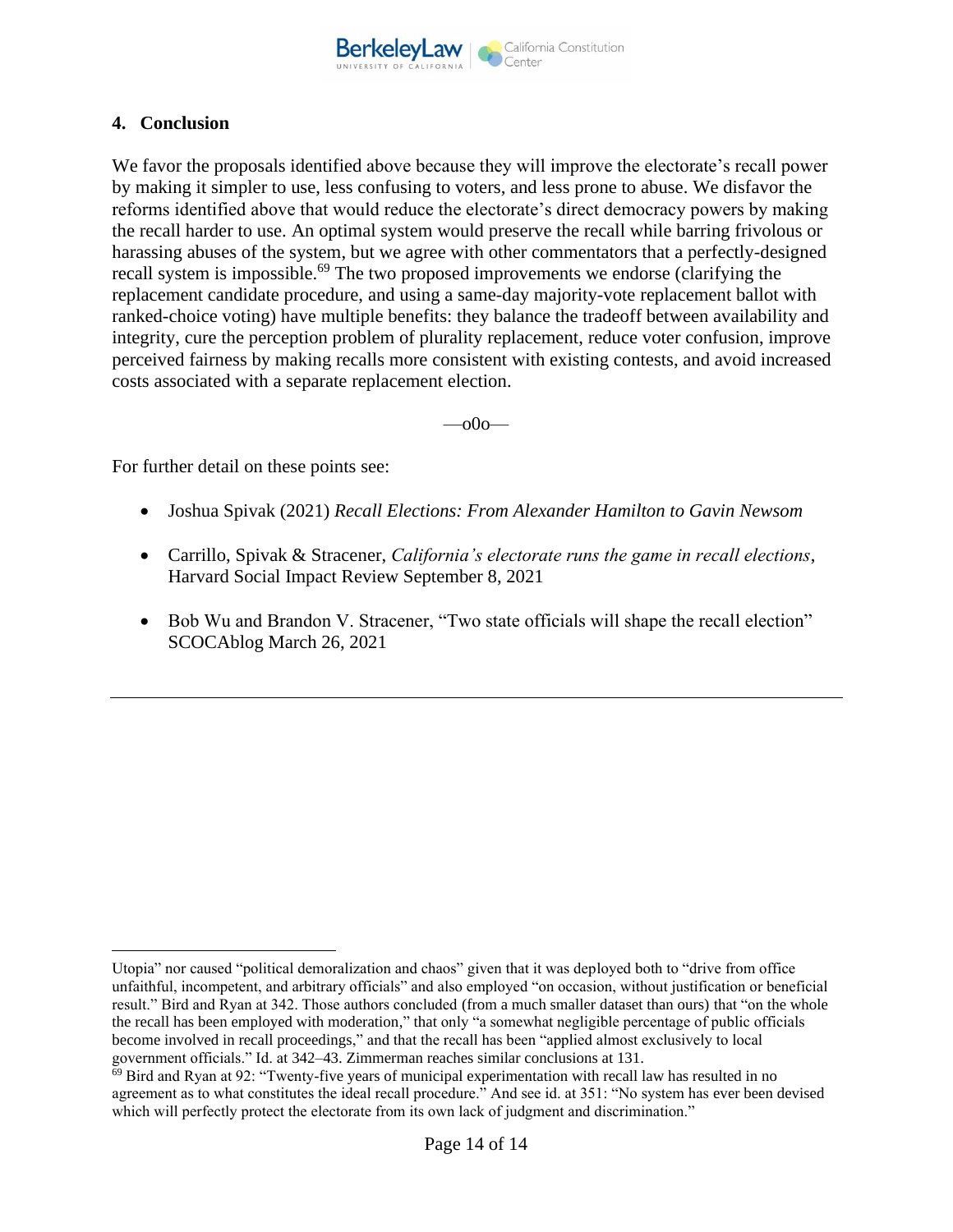## 4. Conclusion

We favor the proposals identified above because they will improve the electorate's recall power by making it simpler to use, less confusing to voters, and less prone to abuse. We disfavor the reforms identified above that would reduce the electorate's direct democracy powers by making the recall harder to use. An optimal system would preserve the recall while barring frivolous or harassing abuses of the system, but we agree with other commentators that a perfectly-designed recall system is impossible.[69] The two proposed improvements we endorse (clarifying the replacement candidate procedure, and using a same-day majority-vote replacement ballot with ranked-choice voting) have multiple benefits: they balance the tradeoff between availability and integrity, cure the perception problem of plurality replacement, reduce voter confusion, improve perceived fairness by making recalls more consistent with existing contests, and avoid increased costs associated with a separate replacement election.

—o0o—

For further detail on these points see:

- Joshua Spivak (2021) *Recall Elections: From Alexander Hamilton to Gavin Newsom*
- Carrillo, Spivak & Stracener, *California's electorate runs the game in recall elections*, Harvard Social Impact Review September 8, 2021
- Bob Wu and Brandon V. Stracener, "Two state officials will shape the recall election" SCOCAblog March 26, 2021

---

Utopia" nor caused "political demoralization and chaos" given that it was deployed both to "drive from office unfaithful, incompetent, and arbitrary officials" and also employed "on occasion, without justification or beneficial result." Bird and Ryan at 342. Those authors concluded (from a much smaller dataset than ours) that "on the whole the recall has been employed with moderation," that only "a somewhat negligible percentage of public officials become involved in recall proceedings," and that the recall has been "applied almost exclusively to local government officials." Id. at 342–43. Zimmerman reaches similar conclusions at 131.

[69] Bird and Ryan at 92: "Twenty-five years of municipal experimentation with recall law has resulted in no agreement as to what constitutes the ideal recall procedure." And see id. at 351: "No system has ever been devised which will perfectly protect the electorate from its own lack of judgment and discrimination."